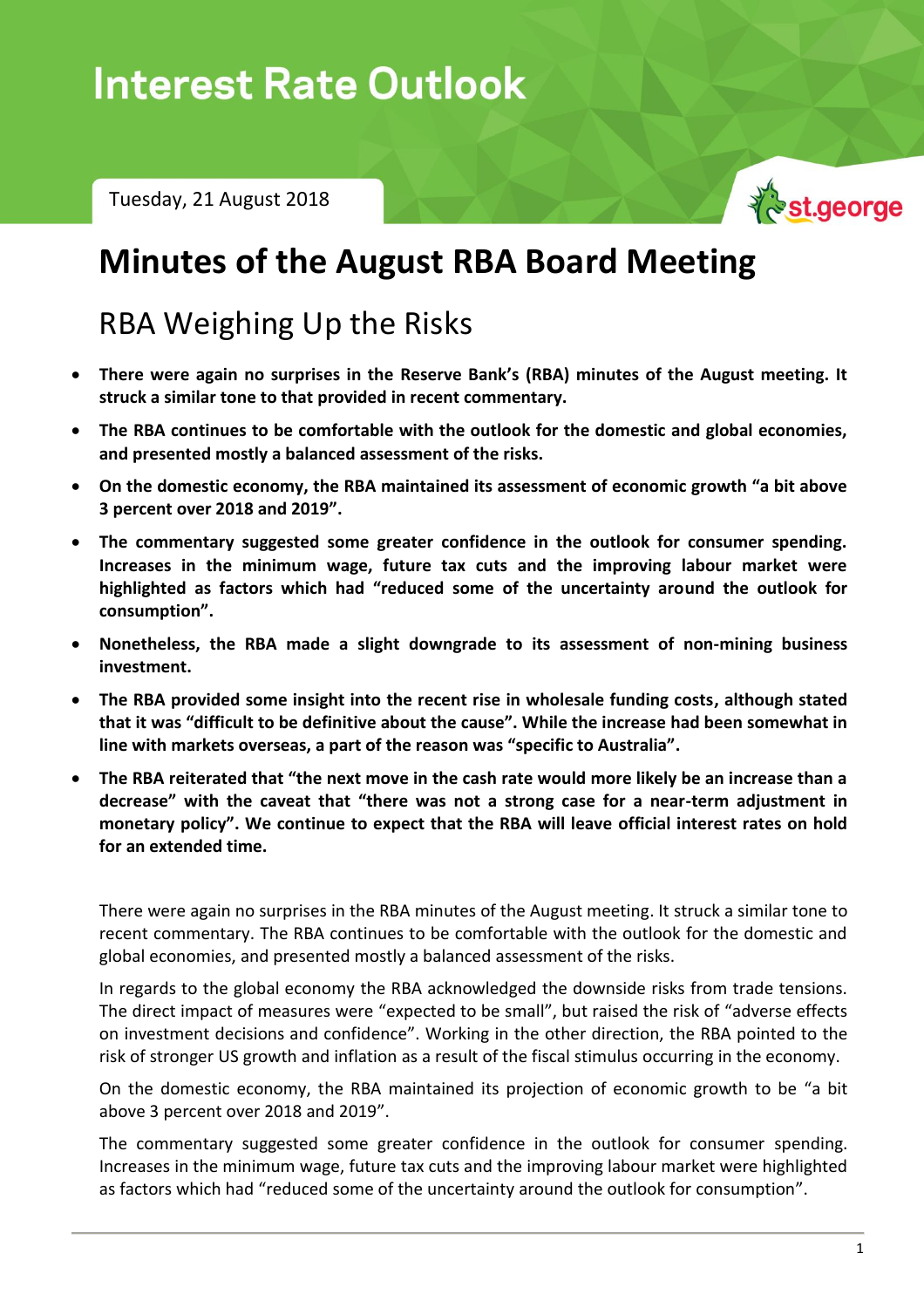# Interest Rate Outlook

Tuesday, 21 August 2018

st.george

# Minutes of the August RBA Board Meeting

## RBA Weighing Up the Risks

- **There were again no surprises in the Reserve Bank's (RBA) minutes of the August meeting. It struck a similar tone to that provided in recent commentary.**
- **The RBA continues to be comfortable with the outlook for the domestic and global economies, and presented mostly a balanced assessment of the risks.**
- **On the domestic economy, the RBA maintained its assessment of economic growth "a bit above 3 percent over 2018 and 2019".**
- **The commentary suggested some greater confidence in the outlook for consumer spending. Increases in the minimum wage, future tax cuts and the improving labour market were highlighted as factors which had "reduced some of the uncertainty around the outlook for consumption".**
- **Nonetheless, the RBA made a slight downgrade to its assessment of non-mining business investment.**
- **The RBA provided some insight into the recent rise in wholesale funding costs, although stated that it was "difficult to be definitive about the cause". While the increase had been somewhat in line with markets overseas, a part of the reason was "specific to Australia".**
- **The RBA reiterated that "the next move in the cash rate would more likely be an increase than a decrease" with the caveat that "there was not a strong case for a near-term adjustment in monetary policy". We continue to expect that the RBA will leave official interest rates on hold for an extended time.**

There were again no surprises in the RBA minutes of the August meeting. It struck a similar tone to recent commentary. The RBA continues to be comfortable with the outlook for the domestic and global economies, and presented mostly a balanced assessment of the risks.

In regards to the global economy the RBA acknowledged the downside risks from trade tensions. The direct impact of measures were "expected to be small", but raised the risk of "adverse effects on investment decisions and confidence". Working in the other direction, the RBA pointed to the risk of stronger US growth and inflation as a result of the fiscal stimulus occurring in the economy.

On the domestic economy, the RBA maintained its projection of economic growth to be "a bit above 3 percent over 2018 and 2019".

The commentary suggested some greater confidence in the outlook for consumer spending. Increases in the minimum wage, future tax cuts and the improving labour market were highlighted as factors which had "reduced some of the uncertainty around the outlook for consumption".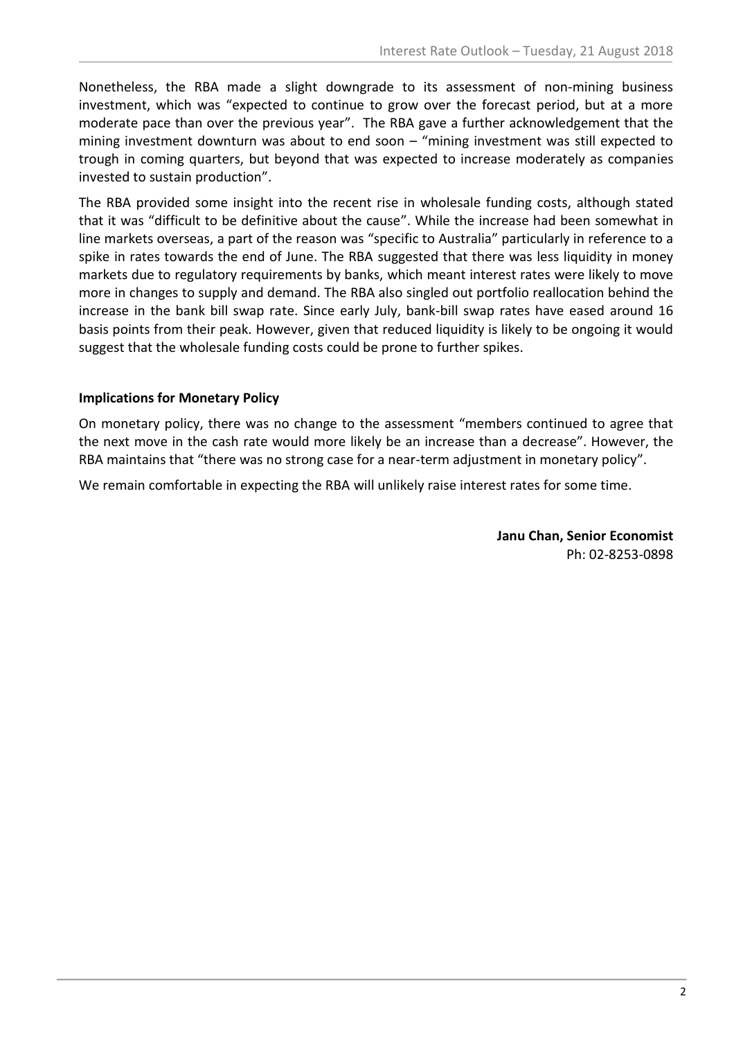Nonetheless, the RBA made a slight downgrade to its assessment of non-mining business investment, which was "expected to continue to grow over the forecast period, but at a more moderate pace than over the previous year". The RBA gave a further acknowledgement that the mining investment downturn was about to end soon – "mining investment was still expected to trough in coming quarters, but beyond that was expected to increase moderately as companies invested to sustain production".

The RBA provided some insight into the recent rise in wholesale funding costs, although stated that it was "difficult to be definitive about the cause". While the increase had been somewhat in line markets overseas, a part of the reason was "specific to Australia" particularly in reference to a spike in rates towards the end of June. The RBA suggested that there was less liquidity in money markets due to regulatory requirements by banks, which meant interest rates were likely to move more in changes to supply and demand. The RBA also singled out portfolio reallocation behind the increase in the bank bill swap rate. Since early July, bank-bill swap rates have eased around 16 basis points from their peak. However, given that reduced liquidity is likely to be ongoing it would suggest that the wholesale funding costs could be prone to further spikes.

### Implications for Monetary Policy

On monetary policy, there was no change to the assessment "members continued to agree that the next move in the cash rate would more likely be an increase than a decrease". However, the RBA maintains that "there was no strong case for a near-term adjustment in monetary policy".

We remain comfortable in expecting the RBA will unlikely raise interest rates for some time.

**Janu Chan, Senior Economist**
Ph: 02-8253-0898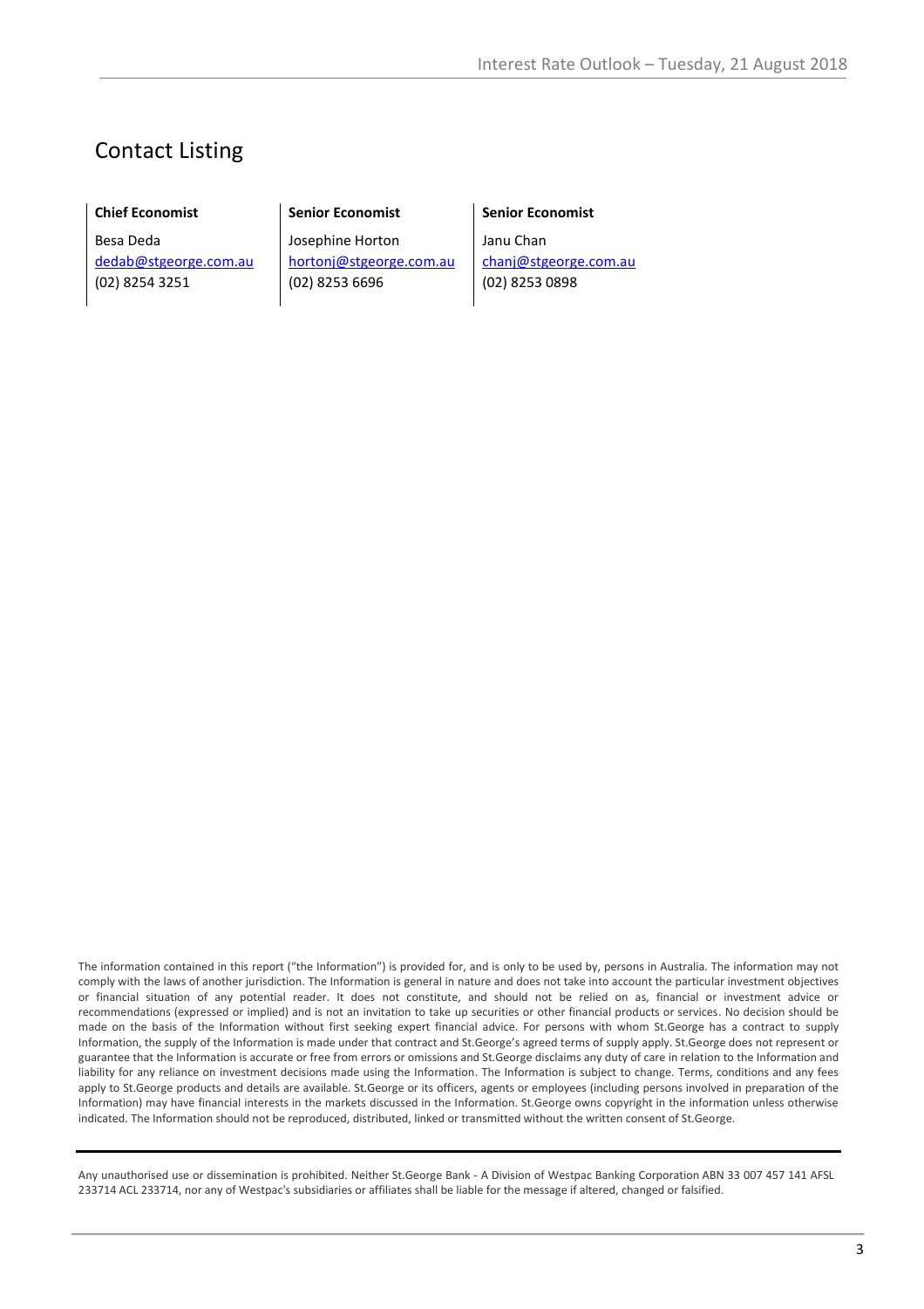## Contact Listing

**Chief Economist**

Besa Deda
dedab@stgeorge.com.au
(02) 8254 3251

**Senior Economist**

Josephine Horton
hortonj@stgeorge.com.au
(02) 8253 6696

**Senior Economist**

Janu Chan
chanj@stgeorge.com.au
(02) 8253 0898

The information contained in this report ("the Information") is provided for, and is only to be used by, persons in Australia. The information may not comply with the laws of another jurisdiction. The Information is general in nature and does not take into account the particular investment objectives or financial situation of any potential reader. It does not constitute, and should not be relied on as, financial or investment advice or recommendations (expressed or implied) and is not an invitation to take up securities or other financial products or services. No decision should be made on the basis of the Information without first seeking expert financial advice. For persons with whom St.George has a contract to supply Information, the supply of the Information is made under that contract and St.George's agreed terms of supply apply. St.George does not represent or guarantee that the Information is accurate or free from errors or omissions and St.George disclaims any duty of care in relation to the Information and liability for any reliance on investment decisions made using the Information. The Information is subject to change. Terms, conditions and any fees apply to St.George products and details are available. St.George or its officers, agents or employees (including persons involved in preparation of the Information) may have financial interests in the markets discussed in the Information. St.George owns copyright in the information unless otherwise indicated. The Information should not be reproduced, distributed, linked or transmitted without the written consent of St.George.

Any unauthorised use or dissemination is prohibited. Neither St.George Bank - A Division of Westpac Banking Corporation ABN 33 007 457 141 AFSL 233714 ACL 233714, nor any of Westpac's subsidiaries or affiliates shall be liable for the message if altered, changed or falsified.